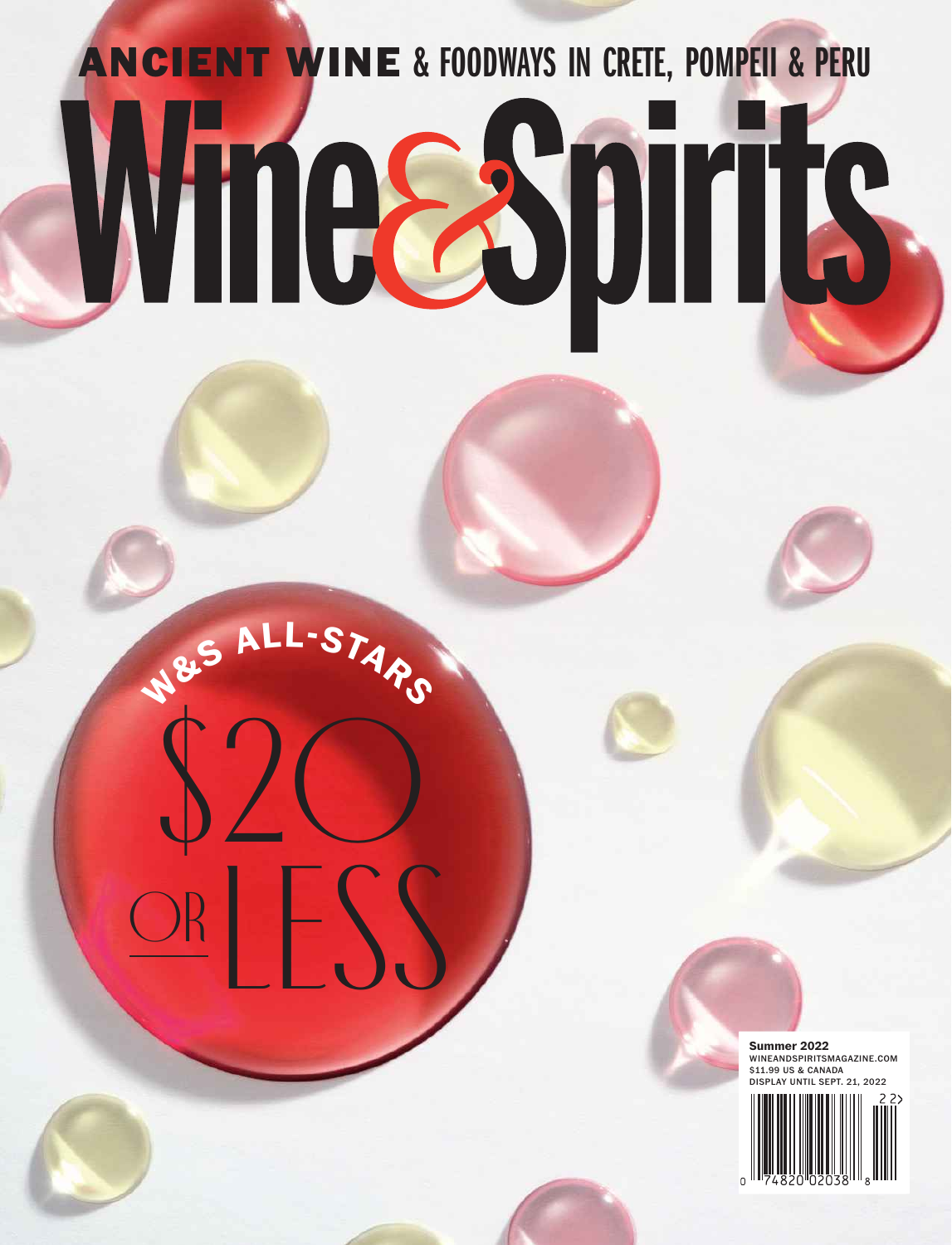**ANCIENT WINE** & FOODWAYS IN CRETE, POMPEII & PERU

# Wine&Spirits

W&S ALL-STARS

$20 OR LESS

Summer 2022
WINEANDSPIRITSMAGAZINE.COM
$11.99 US & CANADA
DISPLAY UNTIL SEPT. 21, 2022

0 74820 02038 8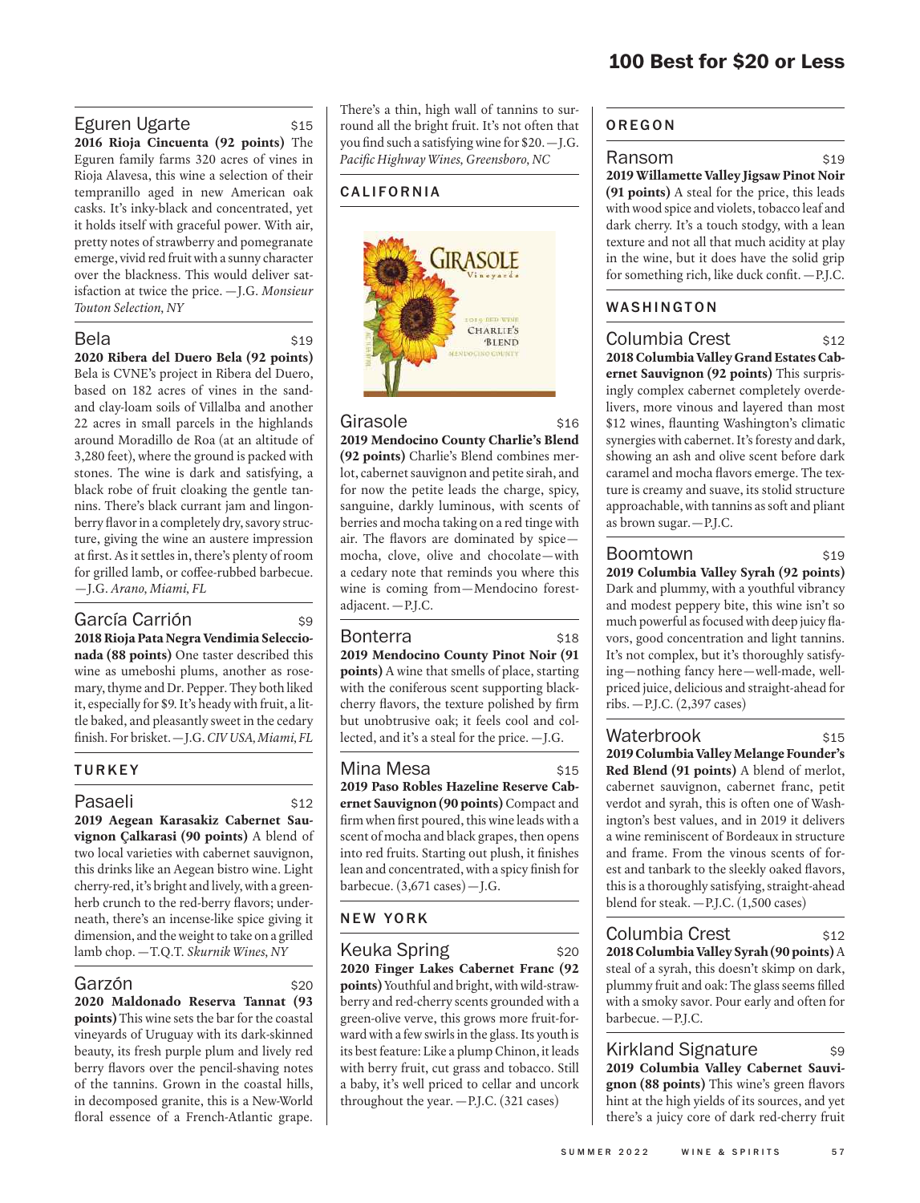# 100 Best for $20 or Less

## Eguren Ugarte $15

**2016 Rioja Cincuenta (92 points)** The Eguren family farms 320 acres of vines in Rioja Alavesa, this wine a selection of their tempranillo aged in new American oak casks. It's inky-black and concentrated, yet it holds itself with graceful power. With air, pretty notes of strawberry and pomegranate emerge, vivid red fruit with a sunny character over the blackness. This would deliver satisfaction at twice the price. —J.G. *Monsieur Touton Selection, NY*

## Bela $19

**2020 Ribera del Duero Bela (92 points)** Bela is CVNE's project in Ribera del Duero, based on 182 acres of vines in the sand- and clay-loam soils of Villalba and another 22 acres in small parcels in the highlands around Moradillo de Roa (at an altitude of 3,280 feet), where the ground is packed with stones. The wine is dark and satisfying, a black robe of fruit cloaking the gentle tannins. There's black currant jam and lingonberry flavor in a completely dry, savory structure, giving the wine an austere impression at first. As it settles in, there's plenty of room for grilled lamb, or coffee-rubbed barbecue. —J.G. *Arano, Miami, FL*

## García Carrión $9

**2018 Rioja Pata Negra Vendimia Seleccionada (88 points)** One taster described this wine as umeboshi plums, another as rosemary, thyme and Dr. Pepper. They both liked it, especially for $9. It's heady with fruit, a little baked, and pleasantly sweet in the cedary finish. For brisket. —J.G. *CIV USA, Miami, FL*

### TURKEY

## Pasaeli $12

**2019 Aegean Karasakiz Cabernet Sauvignon Çalkarasi (90 points)** A blend of two local varieties with cabernet sauvignon, this drinks like an Aegean bistro wine. Light cherry-red, it's bright and lively, with a green-herb crunch to the red-berry flavors; underneath, there's an incense-like spice giving it dimension, and the weight to take on a grilled lamb chop. —T.Q.T. *Skurnik Wines, NY*

## Garzón $20

**2020 Maldonado Reserva Tannat (93 points)** This wine sets the bar for the coastal vineyards of Uruguay with its dark-skinned beauty, its fresh purple plum and lively red berry flavors over the pencil-shaving notes of the tannins. Grown in the coastal hills, in decomposed granite, this is a New-World floral essence of a French-Atlantic grape. There's a thin, high wall of tannins to surround all the bright fruit. It's not often that you find such a satisfying wine for $20. —J.G. *Pacific Highway Wines, Greensboro, NC*

### CALIFORNIA

## Girasole $16

**2019 Mendocino County Charlie's Blend (92 points)** Charlie's Blend combines merlot, cabernet sauvignon and petite sirah, and for now the petite leads the charge, spicy, sanguine, darkly luminous, with scents of berries and mocha taking on a red tinge with air. The flavors are dominated by spice—mocha, clove, olive and chocolate—with a cedary note that reminds you where this wine is coming from—Mendocino forest-adjacent. —P.J.C.

## Bonterra $18

**2019 Mendocino County Pinot Noir (91 points)** A wine that smells of place, starting with the coniferous scent supporting black-cherry flavors, the texture polished by firm but unobtrusive oak; it feels cool and collected, and it's a steal for the price. —J.G.

## Mina Mesa $15

**2019 Paso Robles Hazeline Reserve Cabernet Sauvignon (90 points)** Compact and firm when first poured, this wine leads with a scent of mocha and black grapes, then opens into red fruits. Starting out plush, it finishes lean and concentrated, with a spicy finish for barbecue. (3,671 cases) —J.G.

### NEW YORK

## Keuka Spring $20

**2020 Finger Lakes Cabernet Franc (92 points)** Youthful and bright, with wild-strawberry and red-cherry scents grounded with a green-olive verve, this grows more fruit-forward with a few swirls in the glass. Its youth is its best feature: Like a plump Chinon, it leads with berry fruit, cut grass and tobacco. Still a baby, it's well priced to cellar and uncork throughout the year. —P.J.C. (321 cases)

### OREGON

## Ransom $19

**2019 Willamette Valley Jigsaw Pinot Noir (91 points)** A steal for the price, this leads with wood spice and violets, tobacco leaf and dark cherry. It's a touch stodgy, with a lean texture and not all that much acidity at play in the wine, but it does have the solid grip for something rich, like duck confit. —P.J.C.

### WASHINGTON

## Columbia Crest $12

**2018 Columbia Valley Grand Estates Cabernet Sauvignon (92 points)** This surprisingly complex cabernet completely overdelivers, more vinous and layered than most $12 wines, flaunting Washington's climatic synergies with cabernet. It's foresty and dark, showing an ash and olive scent before dark caramel and mocha flavors emerge. The texture is creamy and suave, its stolid structure approachable, with tannins as soft and pliant as brown sugar. —P.J.C.

## Boomtown $19

**2019 Columbia Valley Syrah (92 points)** Dark and plummy, with a youthful vibrancy and modest peppery bite, this wine isn't so much powerful as focused with deep juicy flavors, good concentration and light tannins. It's not complex, but it's thoroughly satisfying—nothing fancy here—well-made, well-priced juice, delicious and straight-ahead for ribs. —P.J.C. (2,397 cases)

## Waterbrook $15

**2019 Columbia Valley Melange Founder's Red Blend (91 points)** A blend of merlot, cabernet sauvignon, cabernet franc, petit verdot and syrah, this is often one of Washington's best values, and in 2019 it delivers a wine reminiscent of Bordeaux in structure and frame. From the vinous scents of forest and tanbark to the sleekly oaked flavors, this is a thoroughly satisfying, straight-ahead blend for steak. —P.J.C. (1,500 cases)

## Columbia Crest $12

**2018 Columbia Valley Syrah (90 points)** A steal of a syrah, this doesn't skimp on dark, plummy fruit and oak: The glass seems filled with a smoky savor. Pour early and often for barbecue. —P.J.C.

## Kirkland Signature $9

**2019 Columbia Valley Cabernet Sauvignon (88 points)** This wine's green flavors hint at the high yields of its sources, and yet there's a juicy core of dark red-cherry fruit